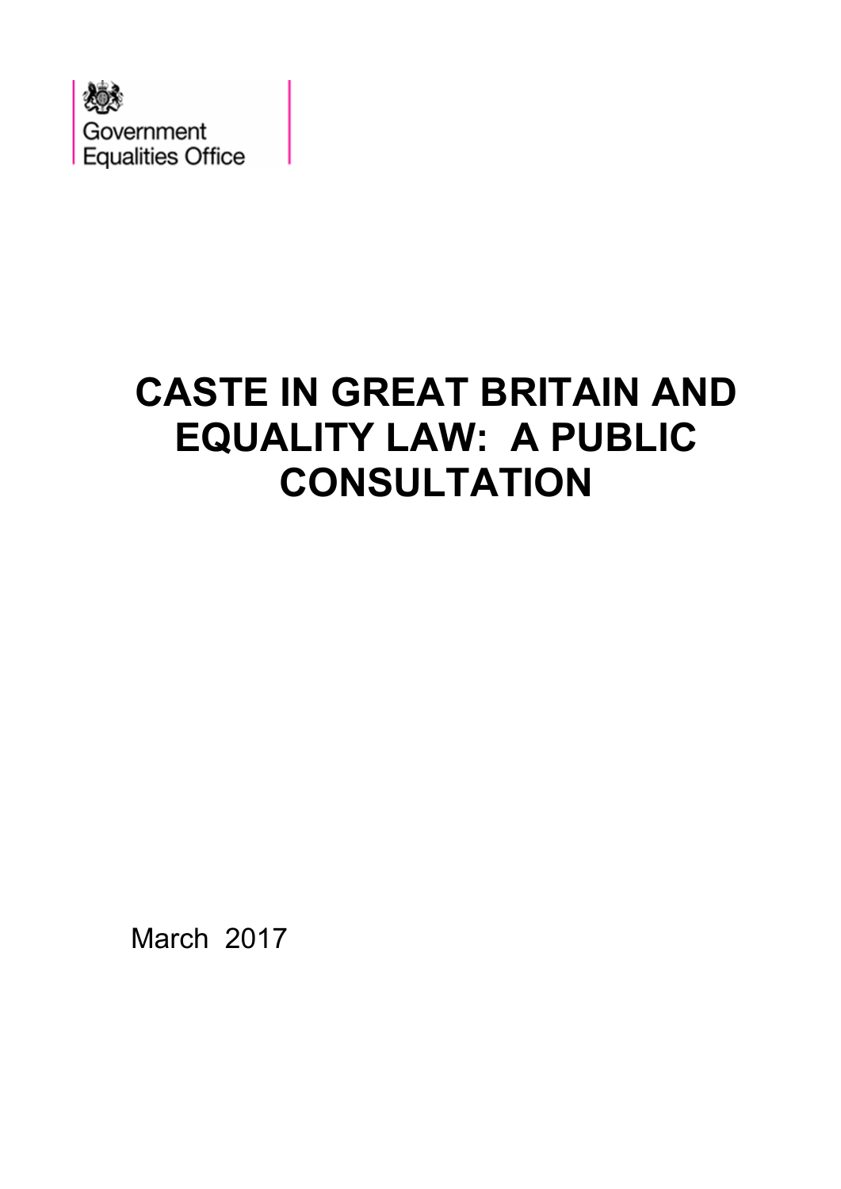Government Equalities Office

# CASTE IN GREAT BRITAIN AND EQUALITY LAW: A PUBLIC CONSULTATION

March 2017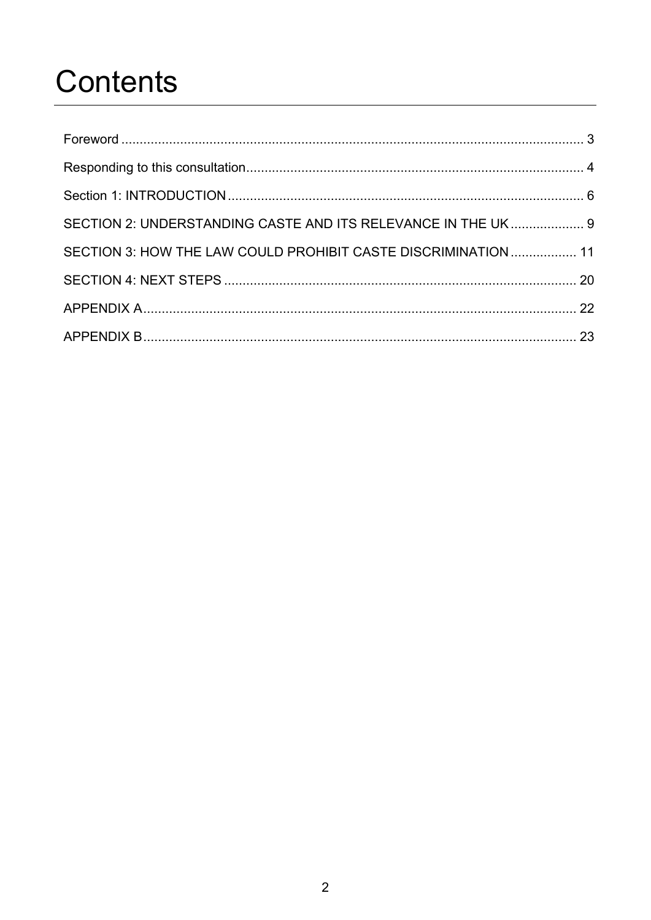# Contents

Foreword .......... 3

Responding to this consultation .......... 4

Section 1: INTRODUCTION .......... 6

SECTION 2: UNDERSTANDING CASTE AND ITS RELEVANCE IN THE UK .......... 9

SECTION 3: HOW THE LAW COULD PROHIBIT CASTE DISCRIMINATION .......... 11

SECTION 4: NEXT STEPS .......... 20

APPENDIX A .......... 22

APPENDIX B .......... 23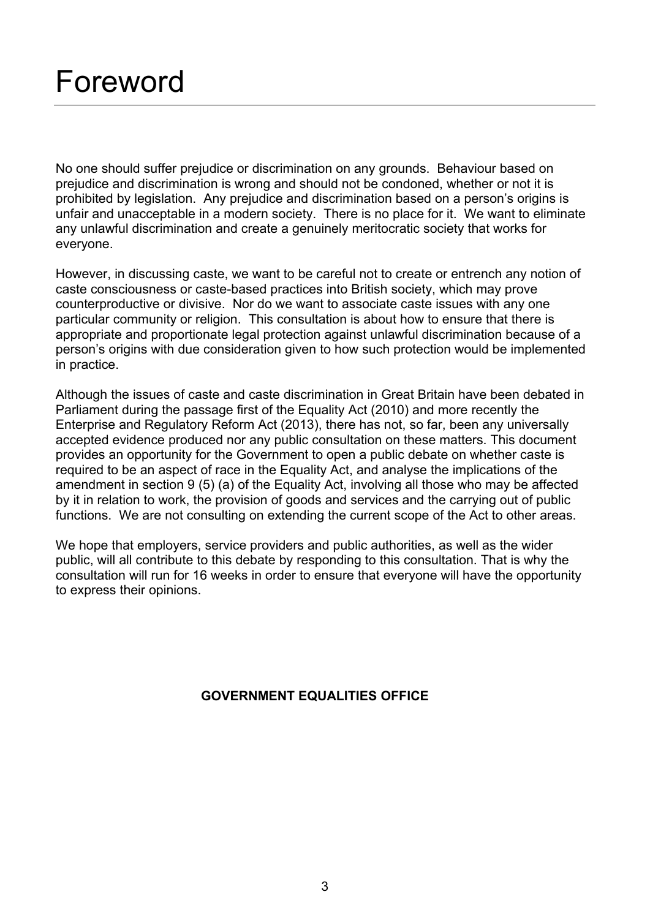# Foreword

No one should suffer prejudice or discrimination on any grounds. Behaviour based on prejudice and discrimination is wrong and should not be condoned, whether or not it is prohibited by legislation. Any prejudice and discrimination based on a person's origins is unfair and unacceptable in a modern society. There is no place for it. We want to eliminate any unlawful discrimination and create a genuinely meritocratic society that works for everyone.

However, in discussing caste, we want to be careful not to create or entrench any notion of caste consciousness or caste-based practices into British society, which may prove counterproductive or divisive. Nor do we want to associate caste issues with any one particular community or religion. This consultation is about how to ensure that there is appropriate and proportionate legal protection against unlawful discrimination because of a person's origins with due consideration given to how such protection would be implemented in practice.

Although the issues of caste and caste discrimination in Great Britain have been debated in Parliament during the passage first of the Equality Act (2010) and more recently the Enterprise and Regulatory Reform Act (2013), there has not, so far, been any universally accepted evidence produced nor any public consultation on these matters. This document provides an opportunity for the Government to open a public debate on whether caste is required to be an aspect of race in the Equality Act, and analyse the implications of the amendment in section 9 (5) (a) of the Equality Act, involving all those who may be affected by it in relation to work, the provision of goods and services and the carrying out of public functions. We are not consulting on extending the current scope of the Act to other areas.

We hope that employers, service providers and public authorities, as well as the wider public, will all contribute to this debate by responding to this consultation. That is why the consultation will run for 16 weeks in order to ensure that everyone will have the opportunity to express their opinions.

**GOVERNMENT EQUALITIES OFFICE**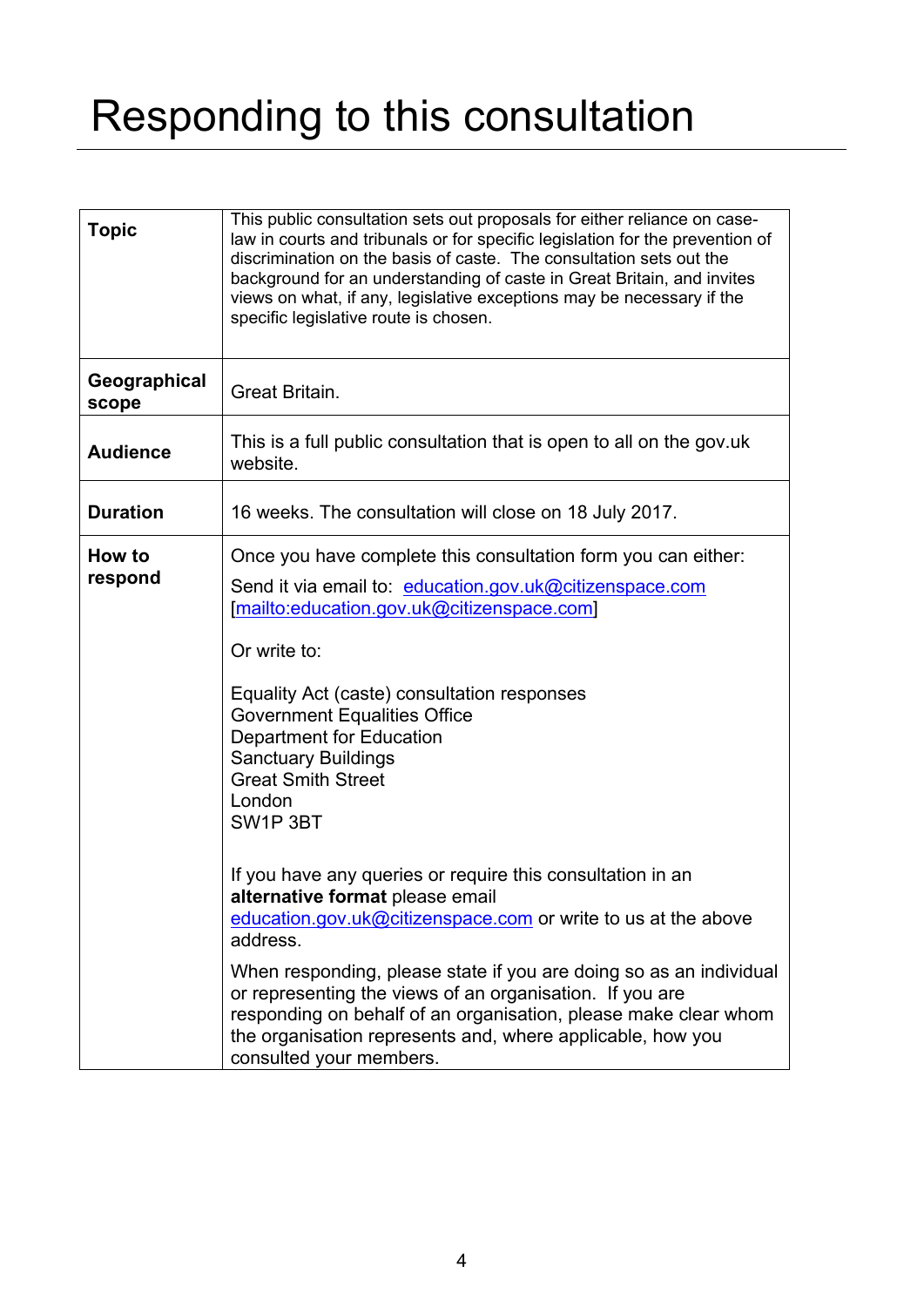# Responding to this consultation

| | |
|---|---|
| **Topic** | This public consultation sets out proposals for either reliance on case-law in courts and tribunals or for specific legislation for the prevention of discrimination on the basis of caste. The consultation sets out the background for an understanding of caste in Great Britain, and invites views on what, if any, legislative exceptions may be necessary if the specific legislative route is chosen. |
| **Geographical scope** | Great Britain. |
| **Audience** | This is a full public consultation that is open to all on the gov.uk website. |
| **Duration** | 16 weeks. The consultation will close on 18 July 2017. |
| **How to respond** | Once you have complete this consultation form you can either:<br><br>Send it via email to: [education.gov.uk@citizenspace.com](mailto:education.gov.uk@citizenspace.com) [mailto:education.gov.uk@citizenspace.com]<br><br>Or write to:<br><br>Equality Act (caste) consultation responses<br>Government Equalities Office<br>Department for Education<br>Sanctuary Buildings<br>Great Smith Street<br>London<br>SW1P 3BT<br><br>If you have any queries or require this consultation in an **alternative format** please email [education.gov.uk@citizenspace.com](mailto:education.gov.uk@citizenspace.com) or write to us at the above address.<br><br>When responding, please state if you are doing so as an individual or representing the views of an organisation. If you are responding on behalf of an organisation, please make clear whom the organisation represents and, where applicable, how you consulted your members. |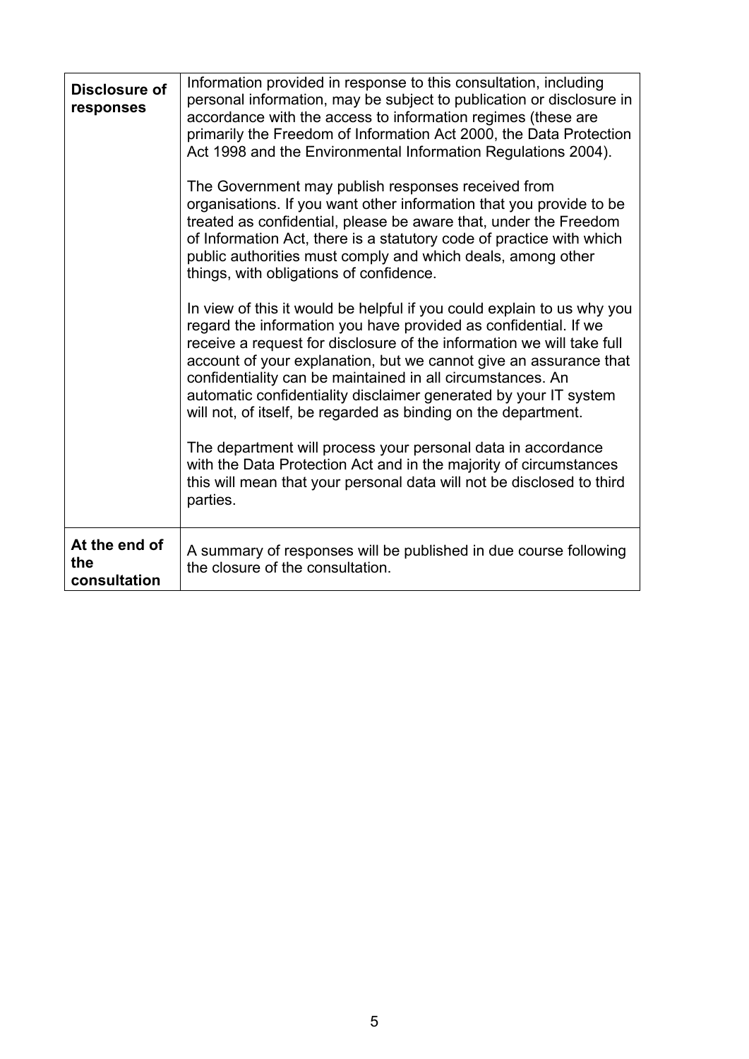| | |
|---|---|
| **Disclosure of responses** | Information provided in response to this consultation, including personal information, may be subject to publication or disclosure in accordance with the access to information regimes (these are primarily the Freedom of Information Act 2000, the Data Protection Act 1998 and the Environmental Information Regulations 2004).<br><br>The Government may publish responses received from organisations. If you want other information that you provide to be treated as confidential, please be aware that, under the Freedom of Information Act, there is a statutory code of practice with which public authorities must comply and which deals, among other things, with obligations of confidence.<br><br>In view of this it would be helpful if you could explain to us why you regard the information you have provided as confidential. If we receive a request for disclosure of the information we will take full account of your explanation, but we cannot give an assurance that confidentiality can be maintained in all circumstances. An automatic confidentiality disclaimer generated by your IT system will not, of itself, be regarded as binding on the department.<br><br>The department will process your personal data in accordance with the Data Protection Act and in the majority of circumstances this will mean that your personal data will not be disclosed to third parties. |
| **At the end of the consultation** | A summary of responses will be published in due course following the closure of the consultation. |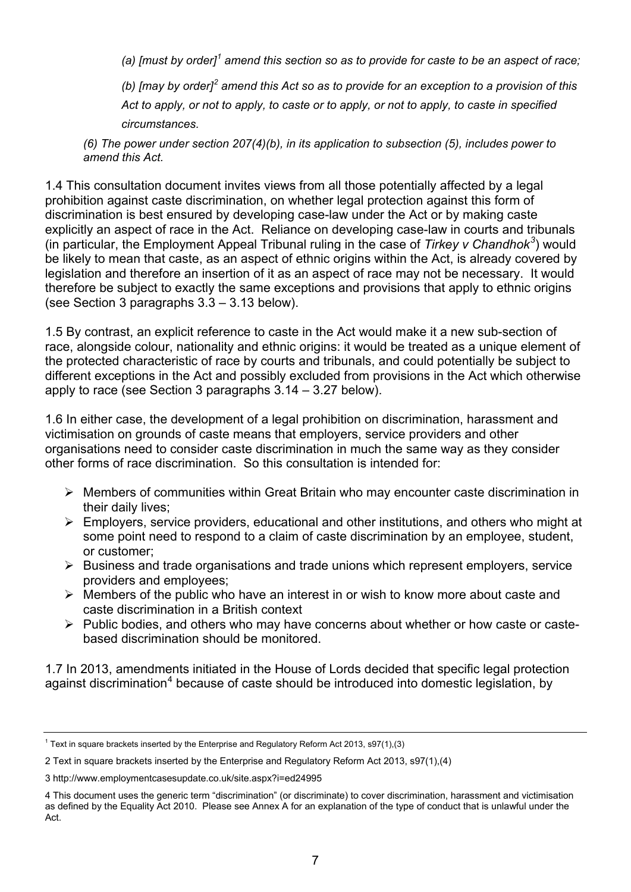*(a) [must by order][1] amend this section so as to provide for caste to be an aspect of race;*

*(b) [may by order][2] amend this Act so as to provide for an exception to a provision of this Act to apply, or not to apply, to caste or to apply, or not to apply, to caste in specified circumstances.*

*(6) The power under section 207(4)(b), in its application to subsection (5), includes power to amend this Act.*

1.4 This consultation document invites views from all those potentially affected by a legal prohibition against caste discrimination, on whether legal protection against this form of discrimination is best ensured by developing case-law under the Act or by making caste explicitly an aspect of race in the Act. Reliance on developing case-law in courts and tribunals (in particular, the Employment Appeal Tribunal ruling in the case of *Tirkey v Chandhok*[3]) would be likely to mean that caste, as an aspect of ethnic origins within the Act, is already covered by legislation and therefore an insertion of it as an aspect of race may not be necessary. It would therefore be subject to exactly the same exceptions and provisions that apply to ethnic origins (see Section 3 paragraphs 3.3 – 3.13 below).

1.5 By contrast, an explicit reference to caste in the Act would make it a new sub-section of race, alongside colour, nationality and ethnic origins: it would be treated as a unique element of the protected characteristic of race by courts and tribunals, and could potentially be subject to different exceptions in the Act and possibly excluded from provisions in the Act which otherwise apply to race (see Section 3 paragraphs 3.14 – 3.27 below).

1.6 In either case, the development of a legal prohibition on discrimination, harassment and victimisation on grounds of caste means that employers, service providers and other organisations need to consider caste discrimination in much the same way as they consider other forms of race discrimination. So this consultation is intended for:

- Members of communities within Great Britain who may encounter caste discrimination in their daily lives;
- Employers, service providers, educational and other institutions, and others who might at some point need to respond to a claim of caste discrimination by an employee, student, or customer;
- Business and trade organisations and trade unions which represent employers, service providers and employees;
- Members of the public who have an interest in or wish to know more about caste and caste discrimination in a British context
- Public bodies, and others who may have concerns about whether or how caste or caste-based discrimination should be monitored.

1.7 In 2013, amendments initiated in the House of Lords decided that specific legal protection against discrimination[4] because of caste should be introduced into domestic legislation, by

---

[1] Text in square brackets inserted by the Enterprise and Regulatory Reform Act 2013, s97(1),(3)

2 Text in square brackets inserted by the Enterprise and Regulatory Reform Act 2013, s97(1),(4)

3 http://www.employmentcasesupdate.co.uk/site.aspx?i=ed24995

4 This document uses the generic term "discrimination" (or discriminate) to cover discrimination, harassment and victimisation as defined by the Equality Act 2010. Please see Annex A for an explanation of the type of conduct that is unlawful under the Act.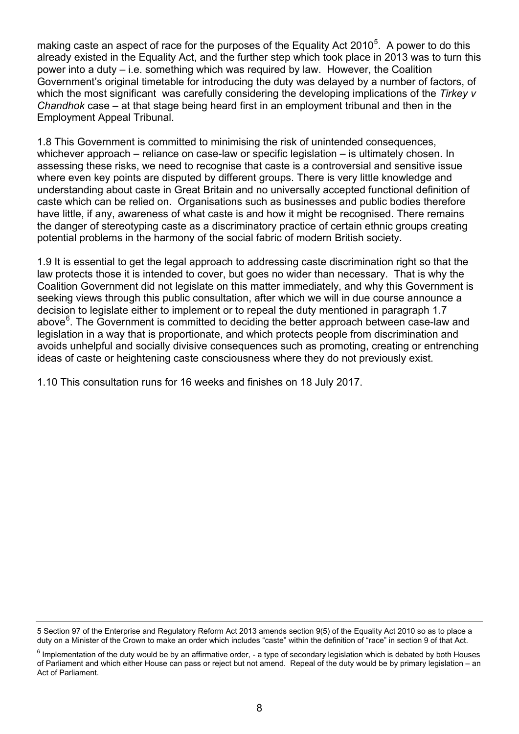making caste an aspect of race for the purposes of the Equality Act 2010[5]. A power to do this already existed in the Equality Act, and the further step which took place in 2013 was to turn this power into a duty – i.e. something which was required by law. However, the Coalition Government's original timetable for introducing the duty was delayed by a number of factors, of which the most significant was carefully considering the developing implications of the *Tirkey v Chandhok* case – at that stage being heard first in an employment tribunal and then in the Employment Appeal Tribunal.

1.8 This Government is committed to minimising the risk of unintended consequences, whichever approach – reliance on case-law or specific legislation – is ultimately chosen. In assessing these risks, we need to recognise that caste is a controversial and sensitive issue where even key points are disputed by different groups. There is very little knowledge and understanding about caste in Great Britain and no universally accepted functional definition of caste which can be relied on. Organisations such as businesses and public bodies therefore have little, if any, awareness of what caste is and how it might be recognised. There remains the danger of stereotyping caste as a discriminatory practice of certain ethnic groups creating potential problems in the harmony of the social fabric of modern British society.

1.9 It is essential to get the legal approach to addressing caste discrimination right so that the law protects those it is intended to cover, but goes no wider than necessary. That is why the Coalition Government did not legislate on this matter immediately, and why this Government is seeking views through this public consultation, after which we will in due course announce a decision to legislate either to implement or to repeal the duty mentioned in paragraph 1.7 above[6]. The Government is committed to deciding the better approach between case-law and legislation in a way that is proportionate, and which protects people from discrimination and avoids unhelpful and socially divisive consequences such as promoting, creating or entrenching ideas of caste or heightening caste consciousness where they do not previously exist.

1.10 This consultation runs for 16 weeks and finishes on 18 July 2017.

---

5 Section 97 of the Enterprise and Regulatory Reform Act 2013 amends section 9(5) of the Equality Act 2010 so as to place a duty on a Minister of the Crown to make an order which includes "caste" within the definition of "race" in section 9 of that Act.

6 Implementation of the duty would be by an affirmative order, - a type of secondary legislation which is debated by both Houses of Parliament and which either House can pass or reject but not amend. Repeal of the duty would be by primary legislation – an Act of Parliament.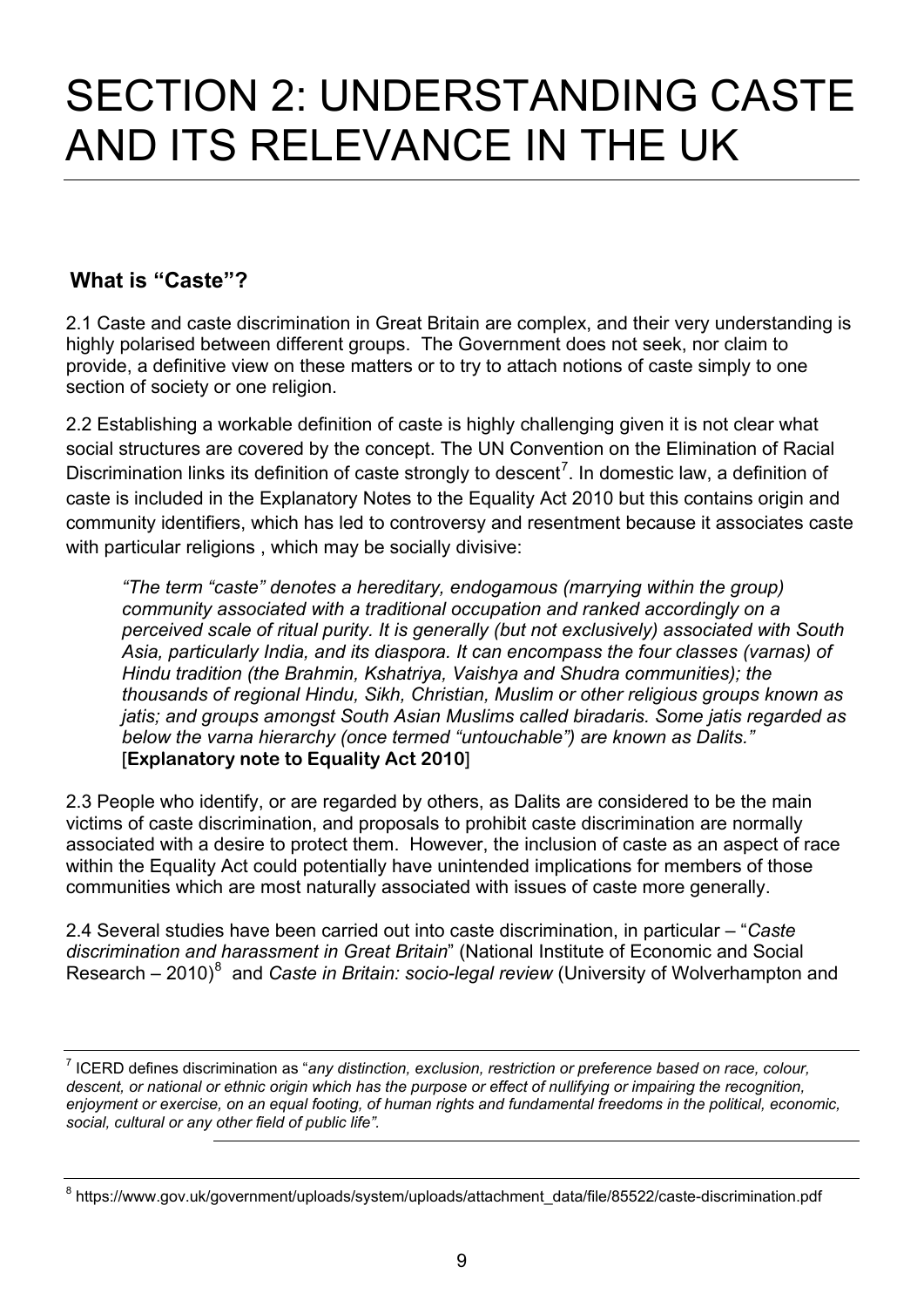# SECTION 2: UNDERSTANDING CASTE AND ITS RELEVANCE IN THE UK

## What is "Caste"?

2.1 Caste and caste discrimination in Great Britain are complex, and their very understanding is highly polarised between different groups. The Government does not seek, nor claim to provide, a definitive view on these matters or to try to attach notions of caste simply to one section of society or one religion.

2.2 Establishing a workable definition of caste is highly challenging given it is not clear what social structures are covered by the concept. The UN Convention on the Elimination of Racial Discrimination links its definition of caste strongly to descent[7]. In domestic law, a definition of caste is included in the Explanatory Notes to the Equality Act 2010 but this contains origin and community identifiers, which has led to controversy and resentment because it associates caste with particular religions , which may be socially divisive:

> *"The term "caste" denotes a hereditary, endogamous (marrying within the group) community associated with a traditional occupation and ranked accordingly on a perceived scale of ritual purity. It is generally (but not exclusively) associated with South Asia, particularly India, and its diaspora. It can encompass the four classes (varnas) of Hindu tradition (the Brahmin, Kshatriya, Vaishya and Shudra communities); the thousands of regional Hindu, Sikh, Christian, Muslim or other religious groups known as jatis; and groups amongst South Asian Muslims called biradaris. Some jatis regarded as below the varna hierarchy (once termed "untouchable") are known as Dalits."*
> [**Explanatory note to Equality Act 2010**]

2.3 People who identify, or are regarded by others, as Dalits are considered to be the main victims of caste discrimination, and proposals to prohibit caste discrimination are normally associated with a desire to protect them. However, the inclusion of caste as an aspect of race within the Equality Act could potentially have unintended implications for members of those communities which are most naturally associated with issues of caste more generally.

2.4 Several studies have been carried out into caste discrimination, in particular – "*Caste discrimination and harassment in Great Britain*" (National Institute of Economic and Social Research – 2010)[8] and *Caste in Britain: socio-legal review* (University of Wolverhampton and

---

[7] ICERD defines discrimination as "*any distinction, exclusion, restriction or preference based on race, colour, descent, or national or ethnic origin which has the purpose or effect of nullifying or impairing the recognition, enjoyment or exercise, on an equal footing, of human rights and fundamental freedoms in the political, economic, social, cultural or any other field of public life".*

[8] https://www.gov.uk/government/uploads/system/uploads/attachment_data/file/85522/caste-discrimination.pdf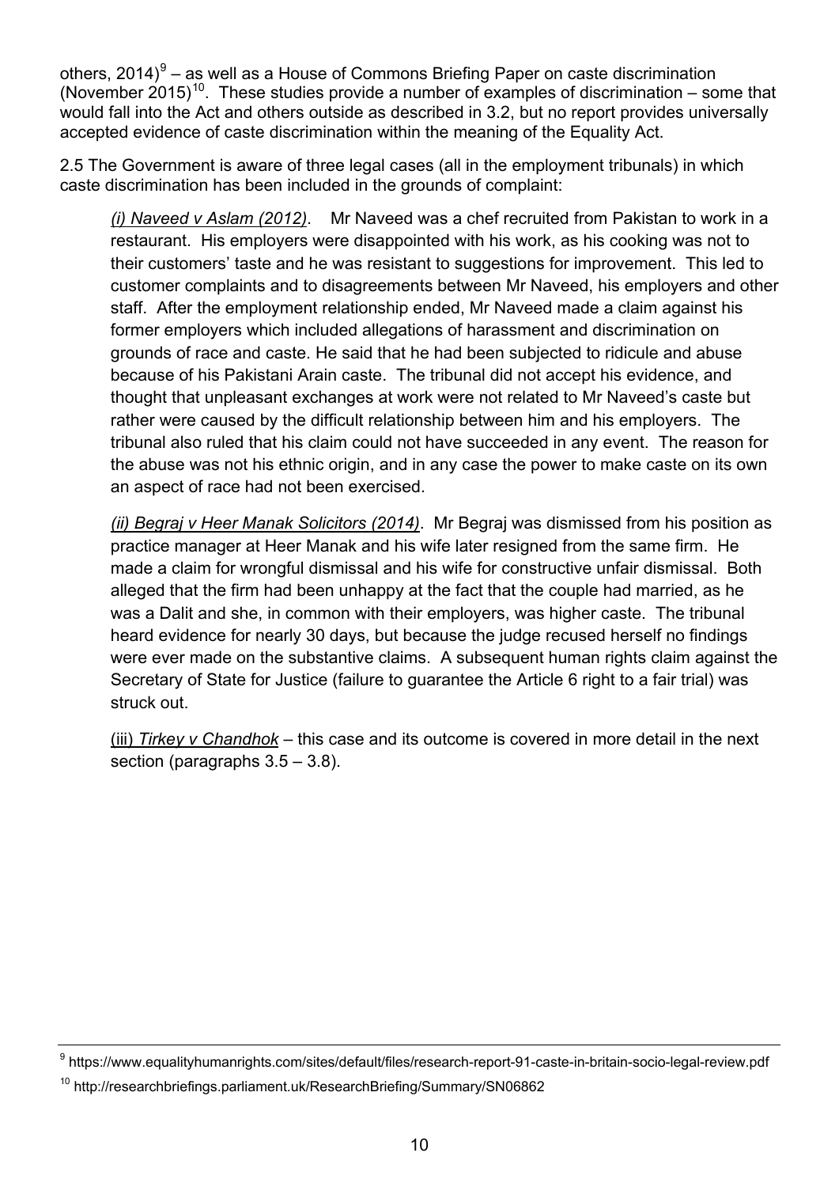others, 2014)[9] – as well as a House of Commons Briefing Paper on caste discrimination (November 2015)[10]. These studies provide a number of examples of discrimination – some that would fall into the Act and others outside as described in 3.2, but no report provides universally accepted evidence of caste discrimination within the meaning of the Equality Act.

2.5 The Government is aware of three legal cases (all in the employment tribunals) in which caste discrimination has been included in the grounds of complaint:

> *(i) Naveed v Aslam (2012)*. Mr Naveed was a chef recruited from Pakistan to work in a restaurant. His employers were disappointed with his work, as his cooking was not to their customers' taste and he was resistant to suggestions for improvement. This led to customer complaints and to disagreements between Mr Naveed, his employers and other staff. After the employment relationship ended, Mr Naveed made a claim against his former employers which included allegations of harassment and discrimination on grounds of race and caste. He said that he had been subjected to ridicule and abuse because of his Pakistani Arain caste. The tribunal did not accept his evidence, and thought that unpleasant exchanges at work were not related to Mr Naveed's caste but rather were caused by the difficult relationship between him and his employers. The tribunal also ruled that his claim could not have succeeded in any event. The reason for the abuse was not his ethnic origin, and in any case the power to make caste on its own an aspect of race had not been exercised.
>
> *(ii) Begraj v Heer Manak Solicitors (2014)*. Mr Begraj was dismissed from his position as practice manager at Heer Manak and his wife later resigned from the same firm. He made a claim for wrongful dismissal and his wife for constructive unfair dismissal. Both alleged that the firm had been unhappy at the fact that the couple had married, as he was a Dalit and she, in common with their employers, was higher caste. The tribunal heard evidence for nearly 30 days, but because the judge recused herself no findings were ever made on the substantive claims. A subsequent human rights claim against the Secretary of State for Justice (failure to guarantee the Article 6 right to a fair trial) was struck out.
>
> (iii) *Tirkey v Chandhok* – this case and its outcome is covered in more detail in the next section (paragraphs 3.5 – 3.8).

---

[9] https://www.equalityhumanrights.com/sites/default/files/research-report-91-caste-in-britain-socio-legal-review.pdf

[10] http://researchbriefings.parliament.uk/ResearchBriefing/Summary/SN06862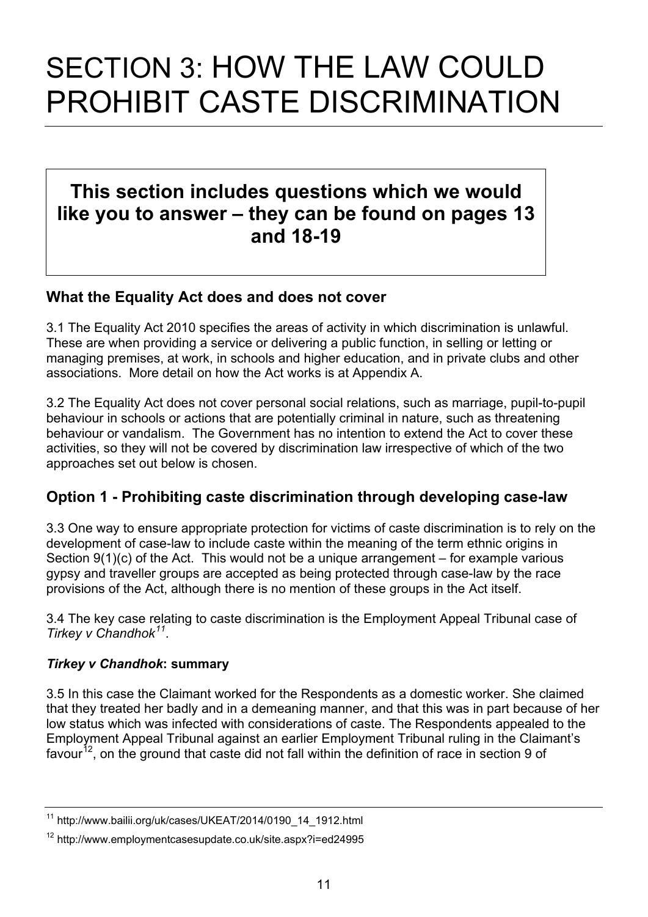# SECTION 3: HOW THE LAW COULD PROHIBIT CASTE DISCRIMINATION

**This section includes questions which we would like you to answer – they can be found on pages 13 and 18-19**

## What the Equality Act does and does not cover

3.1 The Equality Act 2010 specifies the areas of activity in which discrimination is unlawful. These are when providing a service or delivering a public function, in selling or letting or managing premises, at work, in schools and higher education, and in private clubs and other associations. More detail on how the Act works is at Appendix A.

3.2 The Equality Act does not cover personal social relations, such as marriage, pupil-to-pupil behaviour in schools or actions that are potentially criminal in nature, such as threatening behaviour or vandalism. The Government has no intention to extend the Act to cover these activities, so they will not be covered by discrimination law irrespective of which of the two approaches set out below is chosen.

## Option 1 - Prohibiting caste discrimination through developing case-law

3.3 One way to ensure appropriate protection for victims of caste discrimination is to rely on the development of case-law to include caste within the meaning of the term ethnic origins in Section 9(1)(c) of the Act. This would not be a unique arrangement – for example various gypsy and traveller groups are accepted as being protected through case-law by the race provisions of the Act, although there is no mention of these groups in the Act itself.

3.4 The key case relating to caste discrimination is the Employment Appeal Tribunal case of *Tirkey v Chandhok*[11].

### *Tirkey v Chandhok*: summary

3.5 In this case the Claimant worked for the Respondents as a domestic worker. She claimed that they treated her badly and in a demeaning manner, and that this was in part because of her low status which was infected with considerations of caste. The Respondents appealed to the Employment Appeal Tribunal against an earlier Employment Tribunal ruling in the Claimant's favour[12], on the ground that caste did not fall within the definition of race in section 9 of

---

[11] http://www.bailii.org/uk/cases/UKEAT/2014/0190_14_1912.html

[12] http://www.employmentcasesupdate.co.uk/site.aspx?i=ed24995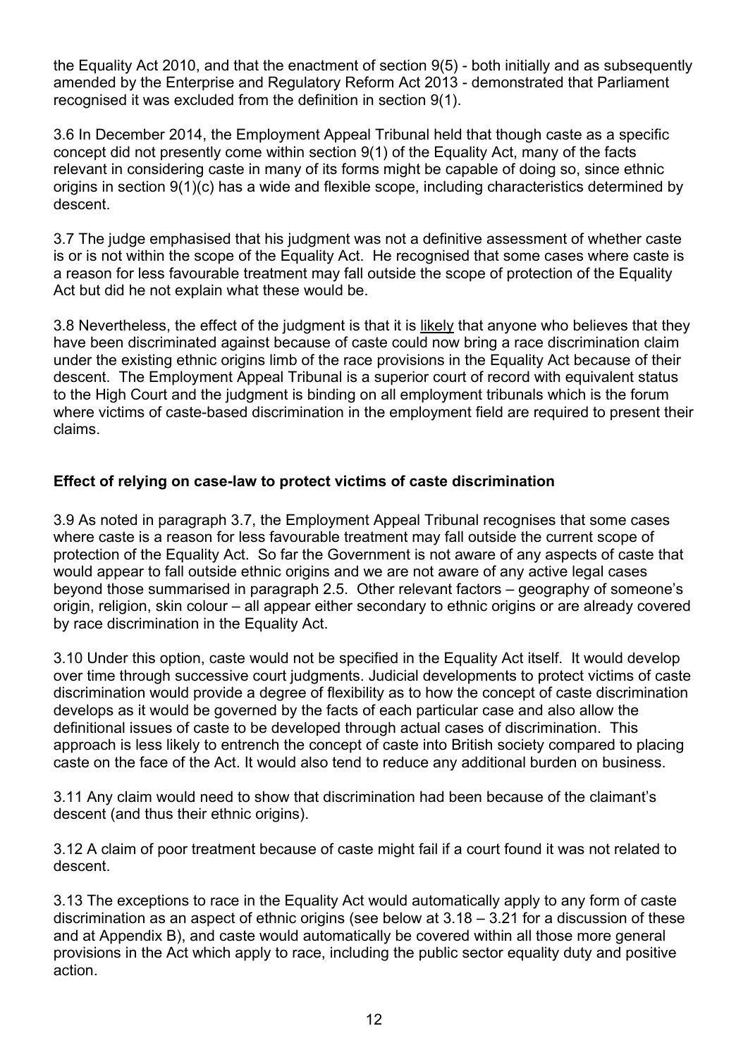the Equality Act 2010, and that the enactment of section 9(5) - both initially and as subsequently amended by the Enterprise and Regulatory Reform Act 2013 - demonstrated that Parliament recognised it was excluded from the definition in section 9(1).

3.6 In December 2014, the Employment Appeal Tribunal held that though caste as a specific concept did not presently come within section 9(1) of the Equality Act, many of the facts relevant in considering caste in many of its forms might be capable of doing so, since ethnic origins in section 9(1)(c) has a wide and flexible scope, including characteristics determined by descent.

3.7 The judge emphasised that his judgment was not a definitive assessment of whether caste is or is not within the scope of the Equality Act. He recognised that some cases where caste is a reason for less favourable treatment may fall outside the scope of protection of the Equality Act but did he not explain what these would be.

3.8 Nevertheless, the effect of the judgment is that it is <u>likely</u> that anyone who believes that they have been discriminated against because of caste could now bring a race discrimination claim under the existing ethnic origins limb of the race provisions in the Equality Act because of their descent. The Employment Appeal Tribunal is a superior court of record with equivalent status to the High Court and the judgment is binding on all employment tribunals which is the forum where victims of caste-based discrimination in the employment field are required to present their claims.

**Effect of relying on case-law to protect victims of caste discrimination**

3.9 As noted in paragraph 3.7, the Employment Appeal Tribunal recognises that some cases where caste is a reason for less favourable treatment may fall outside the current scope of protection of the Equality Act. So far the Government is not aware of any aspects of caste that would appear to fall outside ethnic origins and we are not aware of any active legal cases beyond those summarised in paragraph 2.5. Other relevant factors – geography of someone's origin, religion, skin colour – all appear either secondary to ethnic origins or are already covered by race discrimination in the Equality Act.

3.10 Under this option, caste would not be specified in the Equality Act itself. It would develop over time through successive court judgments. Judicial developments to protect victims of caste discrimination would provide a degree of flexibility as to how the concept of caste discrimination develops as it would be governed by the facts of each particular case and also allow the definitional issues of caste to be developed through actual cases of discrimination. This approach is less likely to entrench the concept of caste into British society compared to placing caste on the face of the Act. It would also tend to reduce any additional burden on business.

3.11 Any claim would need to show that discrimination had been because of the claimant's descent (and thus their ethnic origins).

3.12 A claim of poor treatment because of caste might fail if a court found it was not related to descent.

3.13 The exceptions to race in the Equality Act would automatically apply to any form of caste discrimination as an aspect of ethnic origins (see below at 3.18 – 3.21 for a discussion of these and at Appendix B), and caste would automatically be covered within all those more general provisions in the Act which apply to race, including the public sector equality duty and positive action.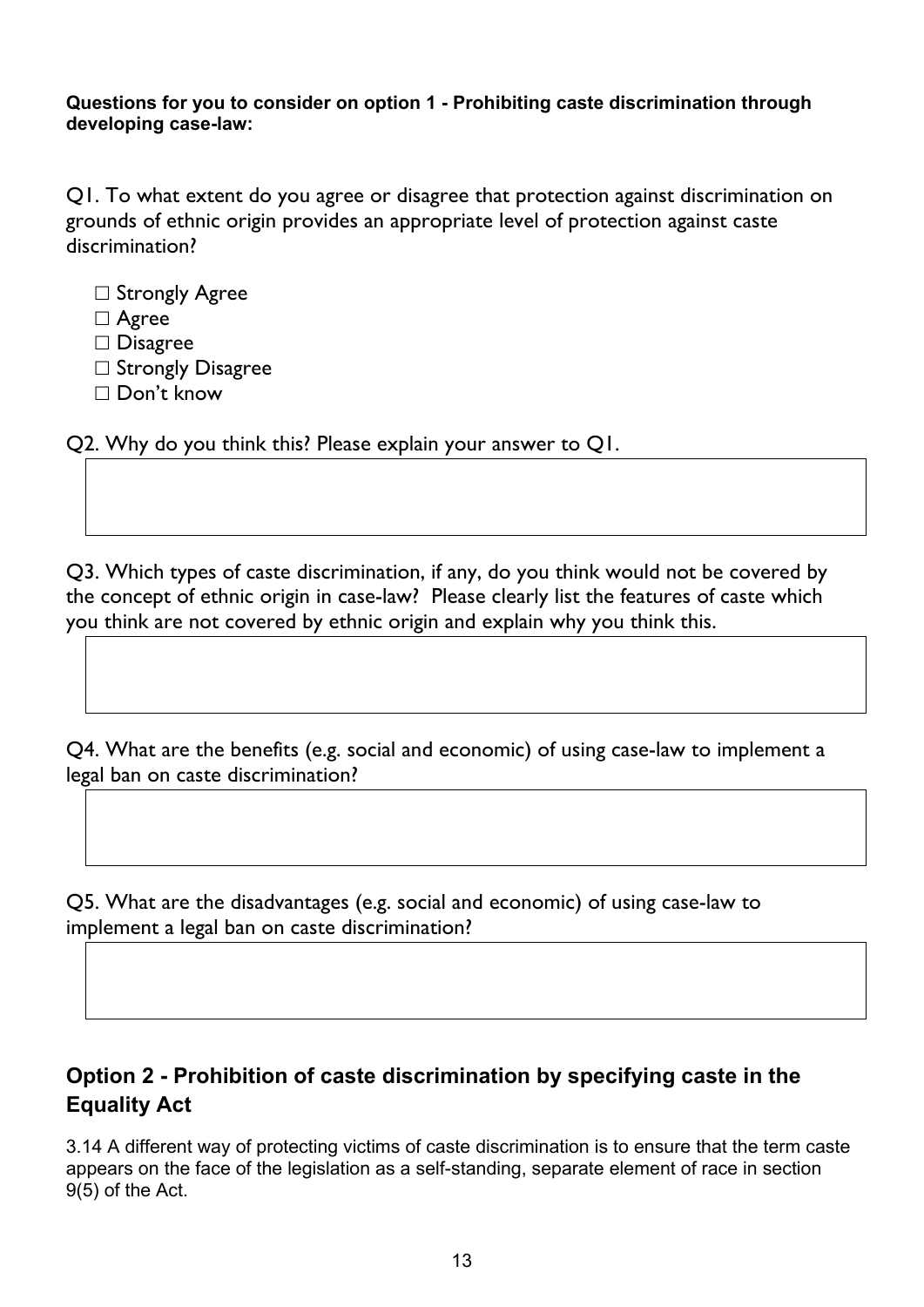**Questions for you to consider on option 1 - Prohibiting caste discrimination through developing case-law:**

Q1. To what extent do you agree or disagree that protection against discrimination on grounds of ethnic origin provides an appropriate level of protection against caste discrimination?

- ☐ Strongly Agree
- ☐ Agree
- ☐ Disagree
- ☐ Strongly Disagree
- ☐ Don't know

Q2. Why do you think this? Please explain your answer to Q1.

Q3. Which types of caste discrimination, if any, do you think would not be covered by the concept of ethnic origin in case-law? Please clearly list the features of caste which you think are not covered by ethnic origin and explain why you think this.

Q4. What are the benefits (e.g. social and economic) of using case-law to implement a legal ban on caste discrimination?

Q5. What are the disadvantages (e.g. social and economic) of using case-law to implement a legal ban on caste discrimination?

## Option 2 - Prohibition of caste discrimination by specifying caste in the Equality Act

3.14 A different way of protecting victims of caste discrimination is to ensure that the term caste appears on the face of the legislation as a self-standing, separate element of race in section 9(5) of the Act.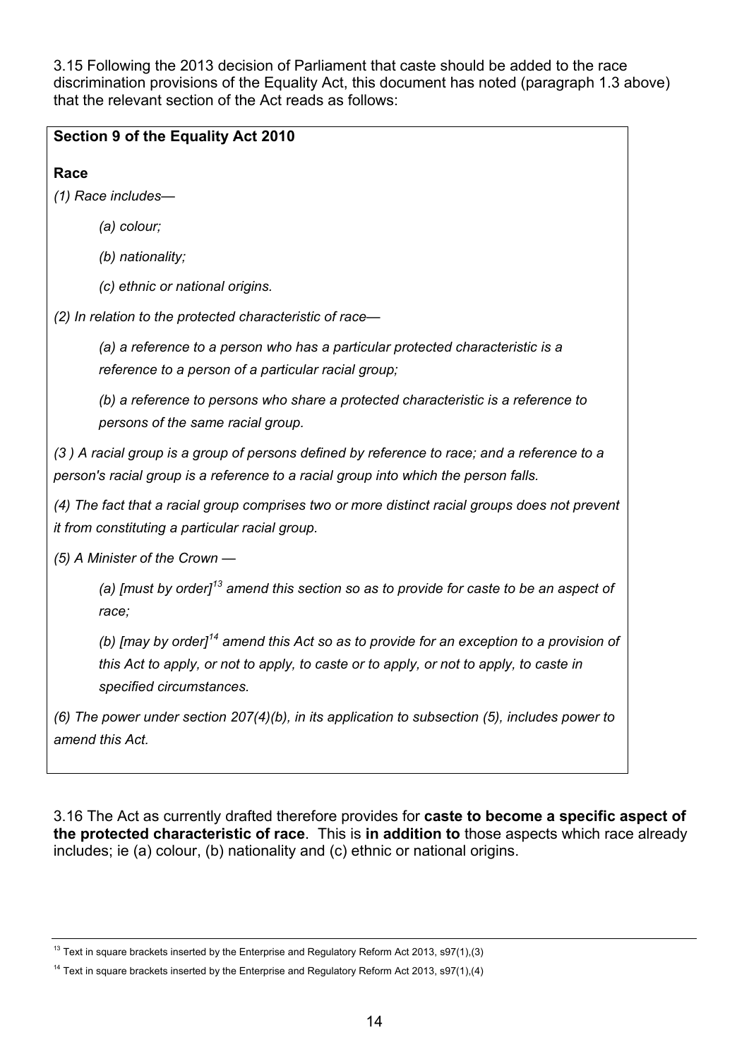3.15 Following the 2013 decision of Parliament that caste should be added to the race discrimination provisions of the Equality Act, this document has noted (paragraph 1.3 above) that the relevant section of the Act reads as follows:

**Section 9 of the Equality Act 2010**

**Race**

*(1) Race includes—*

> *(a) colour;*
>
> *(b) nationality;*
>
> *(c) ethnic or national origins.*

*(2) In relation to the protected characteristic of race—*

> *(a) a reference to a person who has a particular protected characteristic is a reference to a person of a particular racial group;*
>
> *(b) a reference to persons who share a protected characteristic is a reference to persons of the same racial group.*

*(3 ) A racial group is a group of persons defined by reference to race; and a reference to a person's racial group is a reference to a racial group into which the person falls.*

*(4) The fact that a racial group comprises two or more distinct racial groups does not prevent it from constituting a particular racial group.*

*(5) A Minister of the Crown —*

> *(a) [must by order][13] amend this section so as to provide for caste to be an aspect of race;*
>
> *(b) [may by order][14] amend this Act so as to provide for an exception to a provision of this Act to apply, or not to apply, to caste or to apply, or not to apply, to caste in specified circumstances.*

*(6) The power under section 207(4)(b), in its application to subsection (5), includes power to amend this Act.*

3.16 The Act as currently drafted therefore provides for **caste to become a specific aspect of the protected characteristic of race**. This is **in addition to** those aspects which race already includes; ie (a) colour, (b) nationality and (c) ethnic or national origins.

---

[13] Text in square brackets inserted by the Enterprise and Regulatory Reform Act 2013, s97(1),(3)

[14] Text in square brackets inserted by the Enterprise and Regulatory Reform Act 2013, s97(1),(4)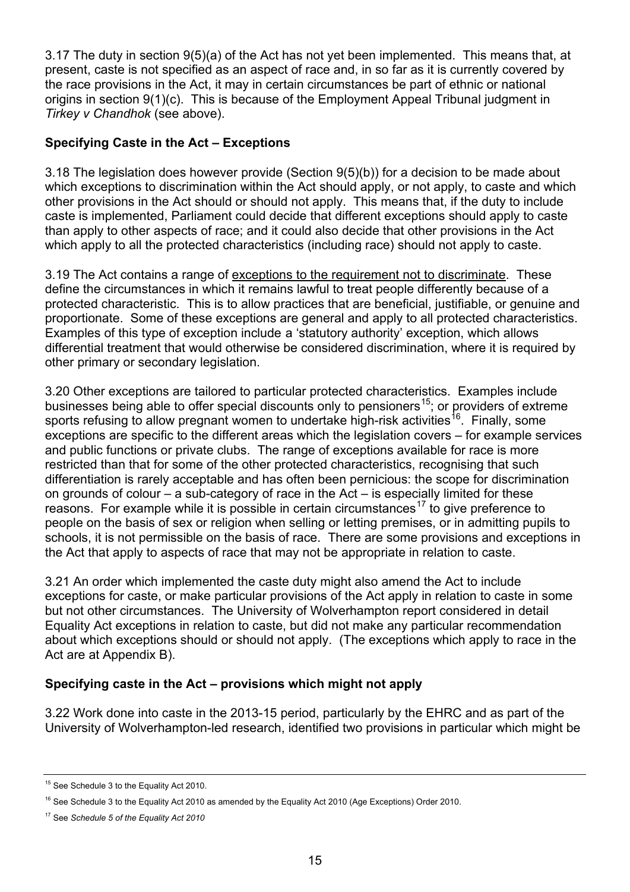3.17 The duty in section 9(5)(a) of the Act has not yet been implemented. This means that, at present, caste is not specified as an aspect of race and, in so far as it is currently covered by the race provisions in the Act, it may in certain circumstances be part of ethnic or national origins in section 9(1)(c). This is because of the Employment Appeal Tribunal judgment in *Tirkey v Chandhok* (see above).

## Specifying Caste in the Act – Exceptions

3.18 The legislation does however provide (Section 9(5)(b)) for a decision to be made about which exceptions to discrimination within the Act should apply, or not apply, to caste and which other provisions in the Act should or should not apply. This means that, if the duty to include caste is implemented, Parliament could decide that different exceptions should apply to caste than apply to other aspects of race; and it could also decide that other provisions in the Act which apply to all the protected characteristics (including race) should not apply to caste.

3.19 The Act contains a range of exceptions to the requirement not to discriminate. These define the circumstances in which it remains lawful to treat people differently because of a protected characteristic. This is to allow practices that are beneficial, justifiable, or genuine and proportionate. Some of these exceptions are general and apply to all protected characteristics. Examples of this type of exception include a 'statutory authority' exception, which allows differential treatment that would otherwise be considered discrimination, where it is required by other primary or secondary legislation.

3.20 Other exceptions are tailored to particular protected characteristics. Examples include businesses being able to offer special discounts only to pensioners[15]; or providers of extreme sports refusing to allow pregnant women to undertake high-risk activities[16]. Finally, some exceptions are specific to the different areas which the legislation covers – for example services and public functions or private clubs. The range of exceptions available for race is more restricted than that for some of the other protected characteristics, recognising that such differentiation is rarely acceptable and has often been pernicious: the scope for discrimination on grounds of colour – a sub-category of race in the Act – is especially limited for these reasons. For example while it is possible in certain circumstances[17] to give preference to people on the basis of sex or religion when selling or letting premises, or in admitting pupils to schools, it is not permissible on the basis of race. There are some provisions and exceptions in the Act that apply to aspects of race that may not be appropriate in relation to caste.

3.21 An order which implemented the caste duty might also amend the Act to include exceptions for caste, or make particular provisions of the Act apply in relation to caste in some but not other circumstances. The University of Wolverhampton report considered in detail Equality Act exceptions in relation to caste, but did not make any particular recommendation about which exceptions should or should not apply. (The exceptions which apply to race in the Act are at Appendix B).

## Specifying caste in the Act – provisions which might not apply

3.22 Work done into caste in the 2013-15 period, particularly by the EHRC and as part of the University of Wolverhampton-led research, identified two provisions in particular which might be

---

[15] See Schedule 3 to the Equality Act 2010.

[16] See Schedule 3 to the Equality Act 2010 as amended by the Equality Act 2010 (Age Exceptions) Order 2010.

[17] See *Schedule 5 of the Equality Act 2010*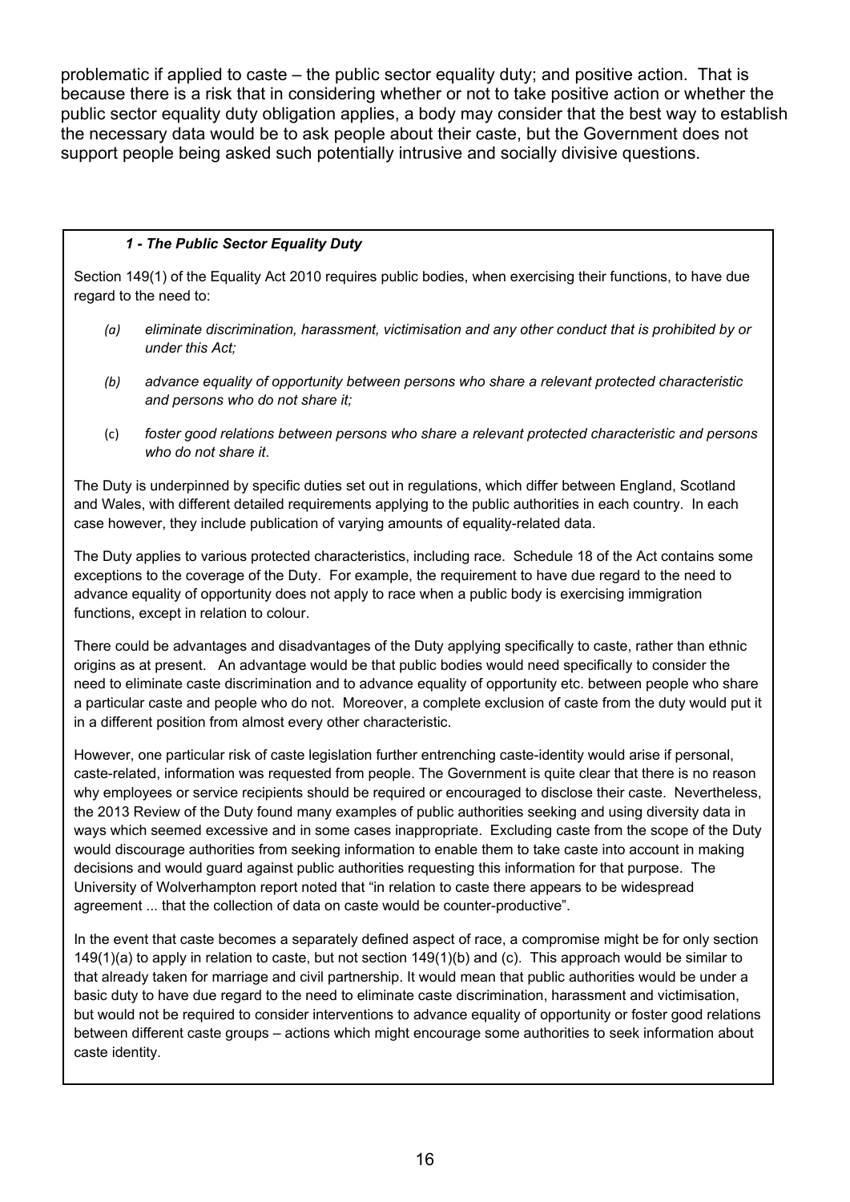problematic if applied to caste – the public sector equality duty; and positive action. That is because there is a risk that in considering whether or not to take positive action or whether the public sector equality duty obligation applies, a body may consider that the best way to establish the necessary data would be to ask people about their caste, but the Government does not support people being asked such potentially intrusive and socially divisive questions.

***1 - The Public Sector Equality Duty***

Section 149(1) of the Equality Act 2010 requires public bodies, when exercising their functions, to have due regard to the need to:

*(a) eliminate discrimination, harassment, victimisation and any other conduct that is prohibited by or under this Act;*

*(b) advance equality of opportunity between persons who share a relevant protected characteristic and persons who do not share it;*

(c) *foster good relations between persons who share a relevant protected characteristic and persons who do not share it*.

The Duty is underpinned by specific duties set out in regulations, which differ between England, Scotland and Wales, with different detailed requirements applying to the public authorities in each country. In each case however, they include publication of varying amounts of equality-related data.

The Duty applies to various protected characteristics, including race. Schedule 18 of the Act contains some exceptions to the coverage of the Duty. For example, the requirement to have due regard to the need to advance equality of opportunity does not apply to race when a public body is exercising immigration functions, except in relation to colour.

There could be advantages and disadvantages of the Duty applying specifically to caste, rather than ethnic origins as at present. An advantage would be that public bodies would need specifically to consider the need to eliminate caste discrimination and to advance equality of opportunity etc. between people who share a particular caste and people who do not. Moreover, a complete exclusion of caste from the duty would put it in a different position from almost every other characteristic.

However, one particular risk of caste legislation further entrenching caste-identity would arise if personal, caste-related, information was requested from people. The Government is quite clear that there is no reason why employees or service recipients should be required or encouraged to disclose their caste. Nevertheless, the 2013 Review of the Duty found many examples of public authorities seeking and using diversity data in ways which seemed excessive and in some cases inappropriate. Excluding caste from the scope of the Duty would discourage authorities from seeking information to enable them to take caste into account in making decisions and would guard against public authorities requesting this information for that purpose. The University of Wolverhampton report noted that "in relation to caste there appears to be widespread agreement ... that the collection of data on caste would be counter-productive".

In the event that caste becomes a separately defined aspect of race, a compromise might be for only section 149(1)(a) to apply in relation to caste, but not section 149(1)(b) and (c). This approach would be similar to that already taken for marriage and civil partnership. It would mean that public authorities would be under a basic duty to have due regard to the need to eliminate caste discrimination, harassment and victimisation, but would not be required to consider interventions to advance equality of opportunity or foster good relations between different caste groups – actions which might encourage some authorities to seek information about caste identity.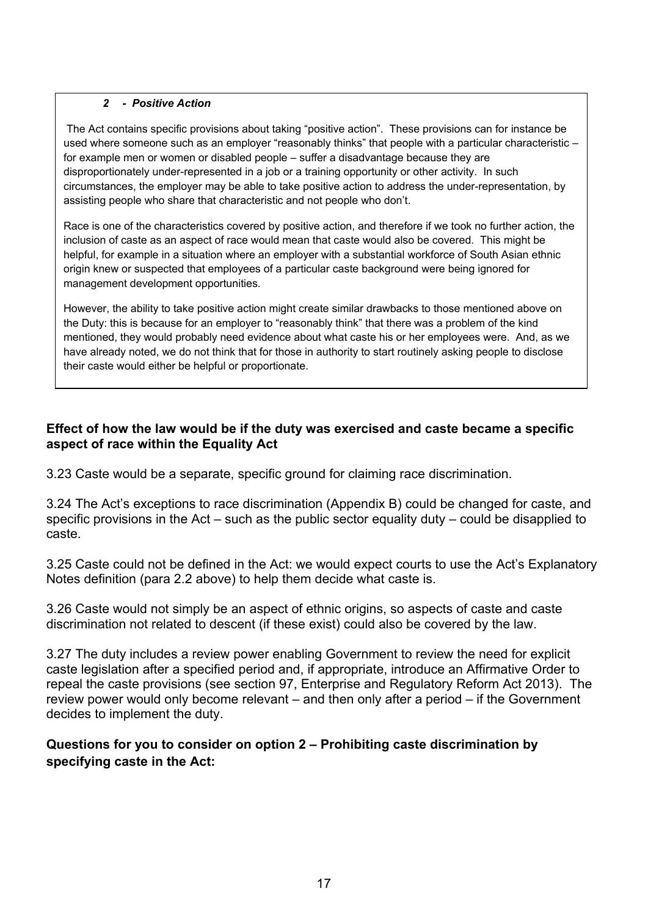***2 - Positive Action***

The Act contains specific provisions about taking "positive action". These provisions can for instance be used where someone such as an employer "reasonably thinks" that people with a particular characteristic – for example men or women or disabled people – suffer a disadvantage because they are disproportionately under-represented in a job or a training opportunity or other activity. In such circumstances, the employer may be able to take positive action to address the under-representation, by assisting people who share that characteristic and not people who don't.

Race is one of the characteristics covered by positive action, and therefore if we took no further action, the inclusion of caste as an aspect of race would mean that caste would also be covered. This might be helpful, for example in a situation where an employer with a substantial workforce of South Asian ethnic origin knew or suspected that employees of a particular caste background were being ignored for management development opportunities.

However, the ability to take positive action might create similar drawbacks to those mentioned above on the Duty: this is because for an employer to "reasonably think" that there was a problem of the kind mentioned, they would probably need evidence about what caste his or her employees were. And, as we have already noted, we do not think that for those in authority to start routinely asking people to disclose their caste would either be helpful or proportionate.

**Effect of how the law would be if the duty was exercised and caste became a specific aspect of race within the Equality Act**

3.23 Caste would be a separate, specific ground for claiming race discrimination.

3.24 The Act's exceptions to race discrimination (Appendix B) could be changed for caste, and specific provisions in the Act – such as the public sector equality duty – could be disapplied to caste.

3.25 Caste could not be defined in the Act: we would expect courts to use the Act's Explanatory Notes definition (para 2.2 above) to help them decide what caste is.

3.26 Caste would not simply be an aspect of ethnic origins, so aspects of caste and caste discrimination not related to descent (if these exist) could also be covered by the law.

3.27 The duty includes a review power enabling Government to review the need for explicit caste legislation after a specified period and, if appropriate, introduce an Affirmative Order to repeal the caste provisions (see section 97, Enterprise and Regulatory Reform Act 2013). The review power would only become relevant – and then only after a period – if the Government decides to implement the duty.

**Questions for you to consider on option 2 – Prohibiting caste discrimination by specifying caste in the Act:**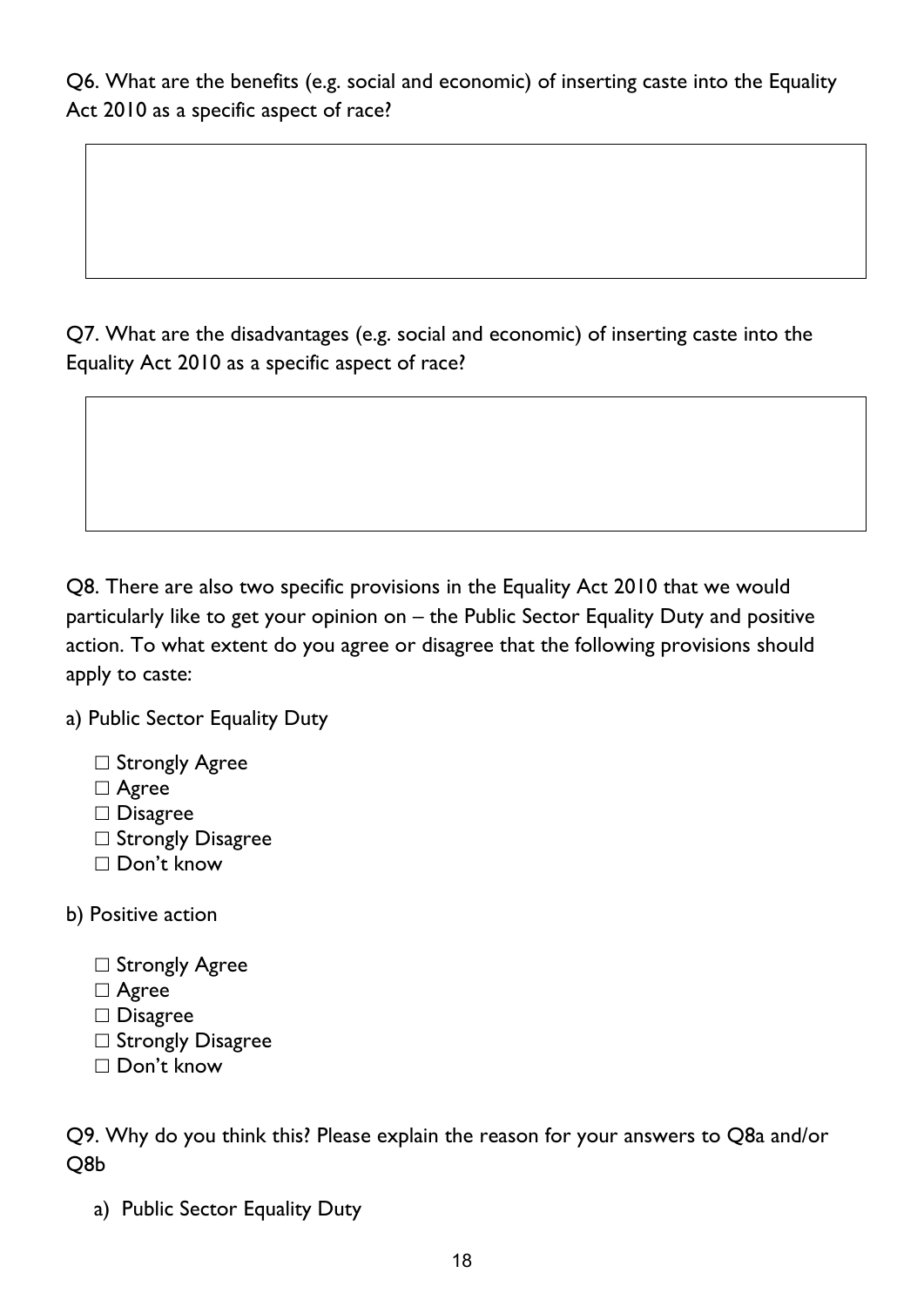Q6. What are the benefits (e.g. social and economic) of inserting caste into the Equality Act 2010 as a specific aspect of race?

Q7. What are the disadvantages (e.g. social and economic) of inserting caste into the Equality Act 2010 as a specific aspect of race?

Q8. There are also two specific provisions in the Equality Act 2010 that we would particularly like to get your opinion on – the Public Sector Equality Duty and positive action. To what extent do you agree or disagree that the following provisions should apply to caste:

a) Public Sector Equality Duty

- ☐ Strongly Agree
- ☐ Agree
- ☐ Disagree
- ☐ Strongly Disagree
- ☐ Don't know

b) Positive action

- ☐ Strongly Agree
- ☐ Agree
- ☐ Disagree
- ☐ Strongly Disagree
- ☐ Don't know

Q9. Why do you think this? Please explain the reason for your answers to Q8a and/or Q8b

a) Public Sector Equality Duty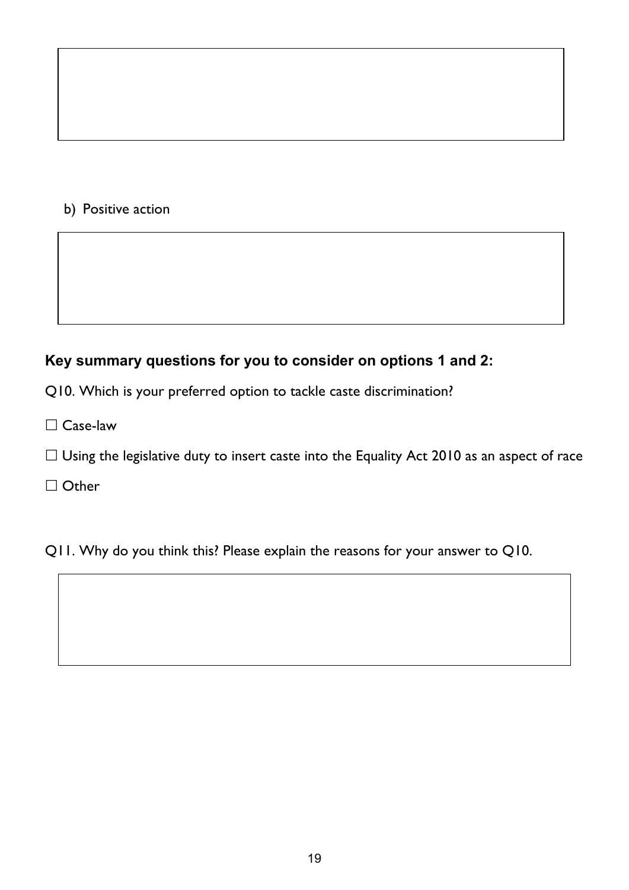b) Positive action

**Key summary questions for you to consider on options 1 and 2:**

Q10. Which is your preferred option to tackle caste discrimination?

☐ Case-law

☐ Using the legislative duty to insert caste into the Equality Act 2010 as an aspect of race

☐ Other

Q11. Why do you think this? Please explain the reasons for your answer to Q10.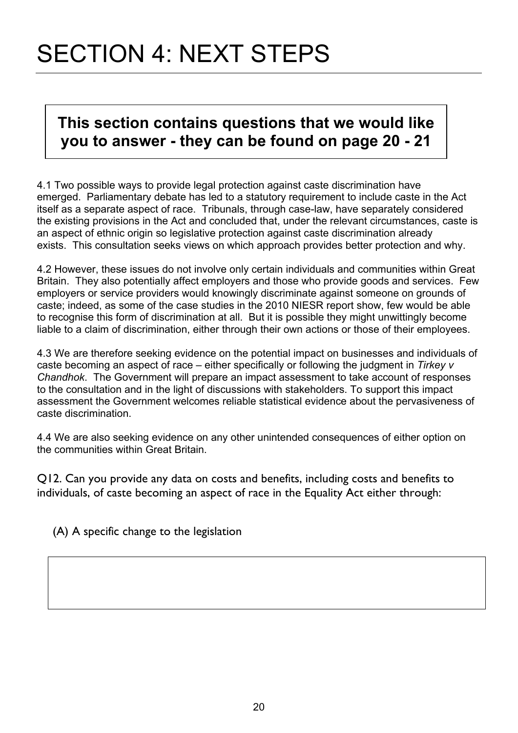# SECTION 4: NEXT STEPS

**This section contains questions that we would like you to answer - they can be found on page 20 - 21**

4.1 Two possible ways to provide legal protection against caste discrimination have emerged. Parliamentary debate has led to a statutory requirement to include caste in the Act itself as a separate aspect of race. Tribunals, through case-law, have separately considered the existing provisions in the Act and concluded that, under the relevant circumstances, caste is an aspect of ethnic origin so legislative protection against caste discrimination already exists. This consultation seeks views on which approach provides better protection and why.

4.2 However, these issues do not involve only certain individuals and communities within Great Britain. They also potentially affect employers and those who provide goods and services. Few employers or service providers would knowingly discriminate against someone on grounds of caste; indeed, as some of the case studies in the 2010 NIESR report show, few would be able to recognise this form of discrimination at all. But it is possible they might unwittingly become liable to a claim of discrimination, either through their own actions or those of their employees.

4.3 We are therefore seeking evidence on the potential impact on businesses and individuals of caste becoming an aspect of race – either specifically or following the judgment in *Tirkey v Chandhok*. The Government will prepare an impact assessment to take account of responses to the consultation and in the light of discussions with stakeholders. To support this impact assessment the Government welcomes reliable statistical evidence about the pervasiveness of caste discrimination.

4.4 We are also seeking evidence on any other unintended consequences of either option on the communities within Great Britain.

Q12. Can you provide any data on costs and benefits, including costs and benefits to individuals, of caste becoming an aspect of race in the Equality Act either through:

(A) A specific change to the legislation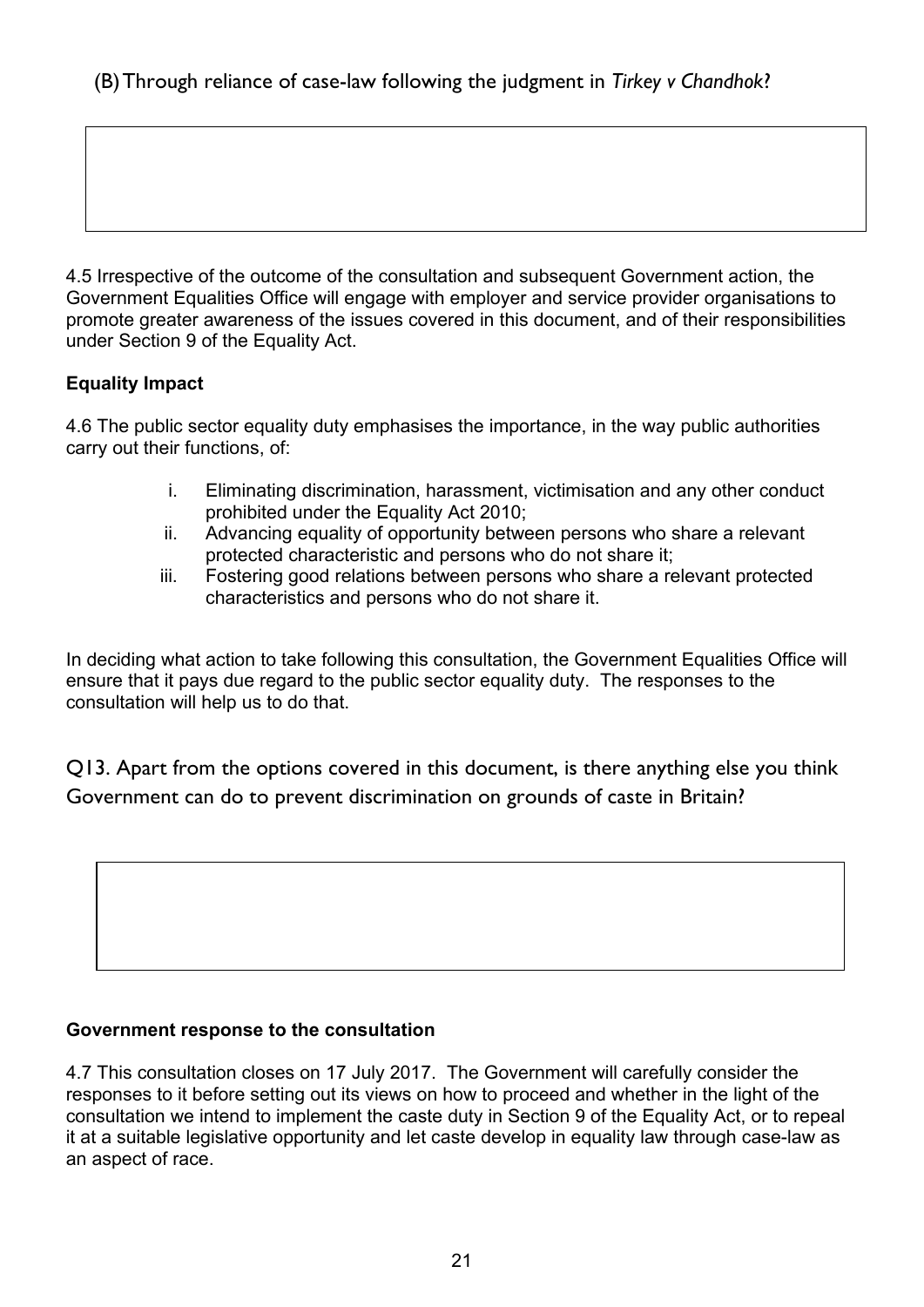(B) Through reliance of case-law following the judgment in *Tirkey v Chandhok*?

4.5 Irrespective of the outcome of the consultation and subsequent Government action, the Government Equalities Office will engage with employer and service provider organisations to promote greater awareness of the issues covered in this document, and of their responsibilities under Section 9 of the Equality Act.

**Equality Impact**

4.6 The public sector equality duty emphasises the importance, in the way public authorities carry out their functions, of:

i. Eliminating discrimination, harassment, victimisation and any other conduct prohibited under the Equality Act 2010;
ii. Advancing equality of opportunity between persons who share a relevant protected characteristic and persons who do not share it;
iii. Fostering good relations between persons who share a relevant protected characteristics and persons who do not share it.

In deciding what action to take following this consultation, the Government Equalities Office will ensure that it pays due regard to the public sector equality duty. The responses to the consultation will help us to do that.

Q13. Apart from the options covered in this document, is there anything else you think Government can do to prevent discrimination on grounds of caste in Britain?

**Government response to the consultation**

4.7 This consultation closes on 17 July 2017. The Government will carefully consider the responses to it before setting out its views on how to proceed and whether in the light of the consultation we intend to implement the caste duty in Section 9 of the Equality Act, or to repeal it at a suitable legislative opportunity and let caste develop in equality law through case-law as an aspect of race.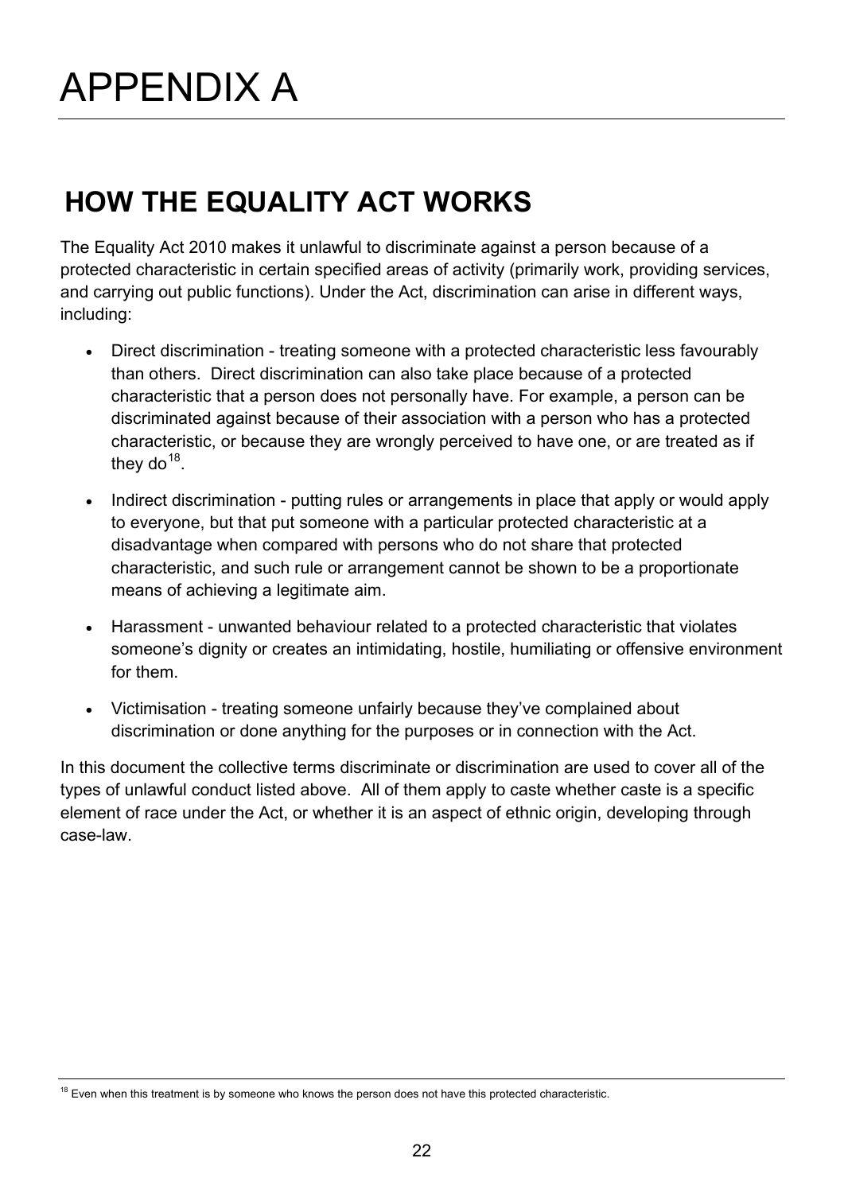# APPENDIX A

## HOW THE EQUALITY ACT WORKS

The Equality Act 2010 makes it unlawful to discriminate against a person because of a protected characteristic in certain specified areas of activity (primarily work, providing services, and carrying out public functions). Under the Act, discrimination can arise in different ways, including:

- Direct discrimination - treating someone with a protected characteristic less favourably than others. Direct discrimination can also take place because of a protected characteristic that a person does not personally have. For example, a person can be discriminated against because of their association with a person who has a protected characteristic, or because they are wrongly perceived to have one, or are treated as if they do[18].
- Indirect discrimination - putting rules or arrangements in place that apply or would apply to everyone, but that put someone with a particular protected characteristic at a disadvantage when compared with persons who do not share that protected characteristic, and such rule or arrangement cannot be shown to be a proportionate means of achieving a legitimate aim.
- Harassment - unwanted behaviour related to a protected characteristic that violates someone's dignity or creates an intimidating, hostile, humiliating or offensive environment for them.
- Victimisation - treating someone unfairly because they've complained about discrimination or done anything for the purposes or in connection with the Act.

In this document the collective terms discriminate or discrimination are used to cover all of the types of unlawful conduct listed above. All of them apply to caste whether caste is a specific element of race under the Act, or whether it is an aspect of ethnic origin, developing through case-law.

[18] Even when this treatment is by someone who knows the person does not have this protected characteristic.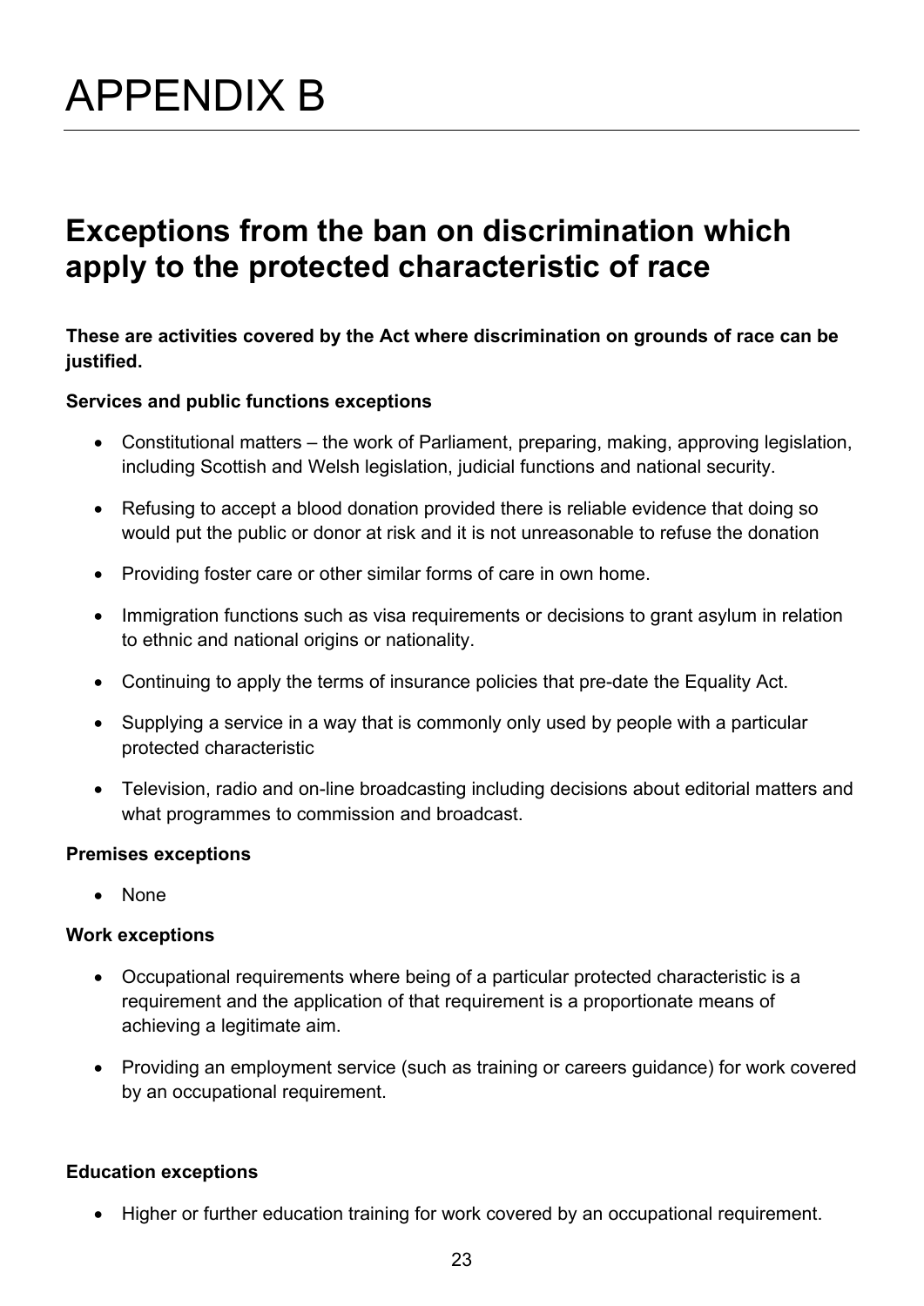# APPENDIX B

## Exceptions from the ban on discrimination which apply to the protected characteristic of race

**These are activities covered by the Act where discrimination on grounds of race can be justified.**

**Services and public functions exceptions**

- Constitutional matters – the work of Parliament, preparing, making, approving legislation, including Scottish and Welsh legislation, judicial functions and national security.
- Refusing to accept a blood donation provided there is reliable evidence that doing so would put the public or donor at risk and it is not unreasonable to refuse the donation
- Providing foster care or other similar forms of care in own home.
- Immigration functions such as visa requirements or decisions to grant asylum in relation to ethnic and national origins or nationality.
- Continuing to apply the terms of insurance policies that pre-date the Equality Act.
- Supplying a service in a way that is commonly only used by people with a particular protected characteristic
- Television, radio and on-line broadcasting including decisions about editorial matters and what programmes to commission and broadcast.

**Premises exceptions**

- None

**Work exceptions**

- Occupational requirements where being of a particular protected characteristic is a requirement and the application of that requirement is a proportionate means of achieving a legitimate aim.
- Providing an employment service (such as training or careers guidance) for work covered by an occupational requirement.

**Education exceptions**

- Higher or further education training for work covered by an occupational requirement.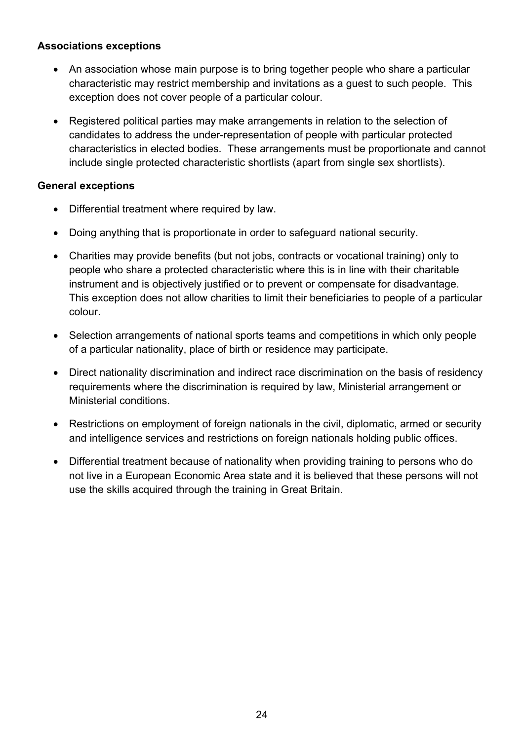**Associations exceptions**

- An association whose main purpose is to bring together people who share a particular characteristic may restrict membership and invitations as a guest to such people. This exception does not cover people of a particular colour.
- Registered political parties may make arrangements in relation to the selection of candidates to address the under-representation of people with particular protected characteristics in elected bodies. These arrangements must be proportionate and cannot include single protected characteristic shortlists (apart from single sex shortlists).

**General exceptions**

- Differential treatment where required by law.
- Doing anything that is proportionate in order to safeguard national security.
- Charities may provide benefits (but not jobs, contracts or vocational training) only to people who share a protected characteristic where this is in line with their charitable instrument and is objectively justified or to prevent or compensate for disadvantage. This exception does not allow charities to limit their beneficiaries to people of a particular colour.
- Selection arrangements of national sports teams and competitions in which only people of a particular nationality, place of birth or residence may participate.
- Direct nationality discrimination and indirect race discrimination on the basis of residency requirements where the discrimination is required by law, Ministerial arrangement or Ministerial conditions.
- Restrictions on employment of foreign nationals in the civil, diplomatic, armed or security and intelligence services and restrictions on foreign nationals holding public offices.
- Differential treatment because of nationality when providing training to persons who do not live in a European Economic Area state and it is believed that these persons will not use the skills acquired through the training in Great Britain.